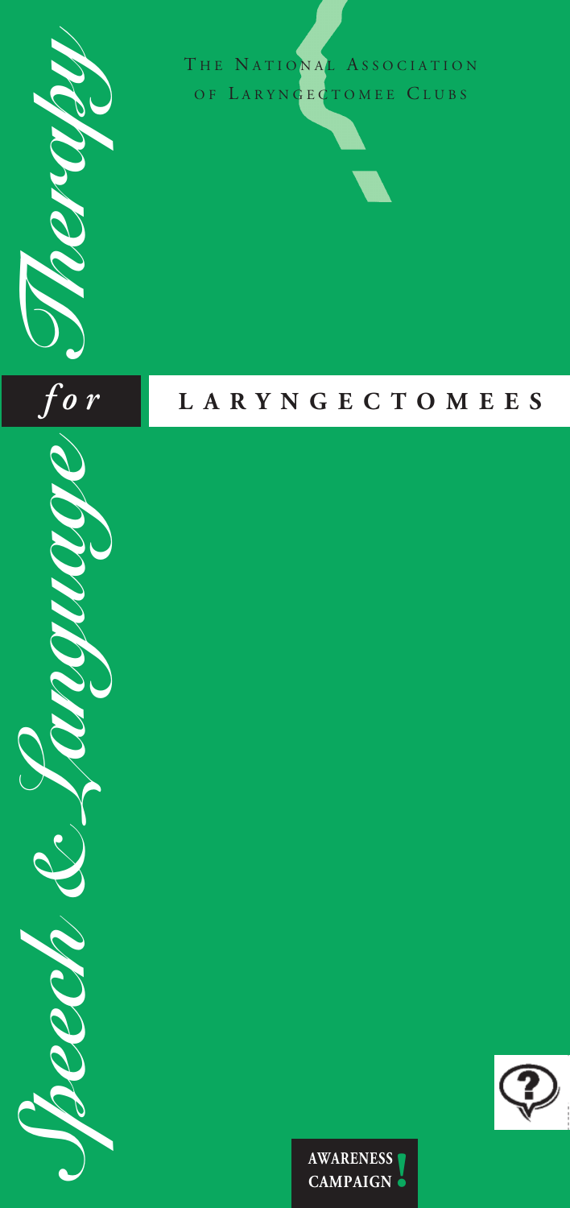The National Association of Laryngectomee Clubs

# Speech & Language Therapy *for* LARYNGECTOMEES

**AWARENESS CAMPAIGN!**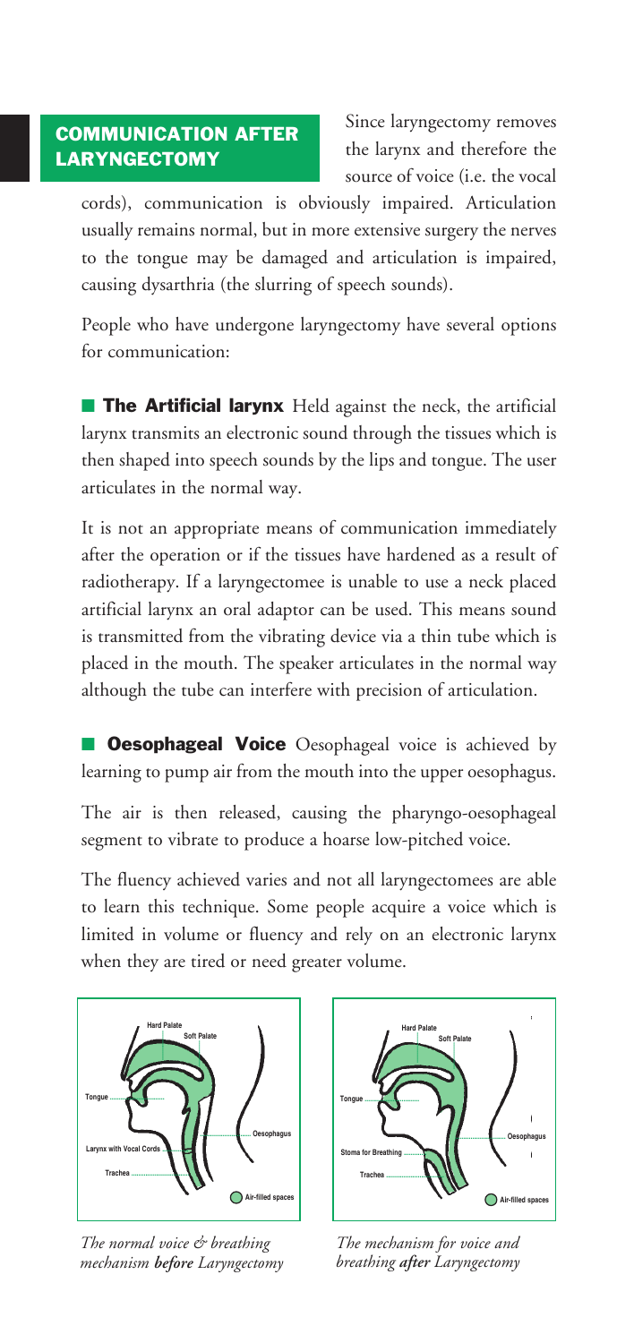## COMMUNICATION AFTER LARYNGECTOMY

Since laryngectomy removes the larynx and therefore the source of voice (i.e. the vocal cords), communication is obviously impaired. Articulation usually remains normal, but in more extensive surgery the nerves to the tongue may be damaged and articulation is impaired, causing dysarthria (the slurring of speech sounds).

People who have undergone laryngectomy have several options for communication:

■ **The Artificial larynx** Held against the neck, the artificial larynx transmits an electronic sound through the tissues which is then shaped into speech sounds by the lips and tongue. The user articulates in the normal way.

It is not an appropriate means of communication immediately after the operation or if the tissues have hardened as a result of radiotherapy. If a laryngectomee is unable to use a neck placed artificial larynx an oral adaptor can be used. This means sound is transmitted from the vibrating device via a thin tube which is placed in the mouth. The speaker articulates in the normal way although the tube can interfere with precision of articulation.

■ **Oesophageal Voice** Oesophageal voice is achieved by learning to pump air from the mouth into the upper oesophagus.

The air is then released, causing the pharyngo-oesophageal segment to vibrate to produce a hoarse low-pitched voice.

The fluency achieved varies and not all laryngectomees are able to learn this technique. Some people acquire a voice which is limited in volume or fluency and rely on an electronic larynx when they are tired or need greater volume.

Hard Palate, Soft Palate, Tongue, Larynx with Vocal Cords, Trachea, Oesophagus, Air-filled spaces

*The normal voice & breathing mechanism **before** Laryngectomy*

Hard Palate, Soft Palate, Tongue, Stoma for Breathing, Trachea, Oesophagus, Air-filled spaces

*The mechanism for voice and breathing **after** Laryngectomy*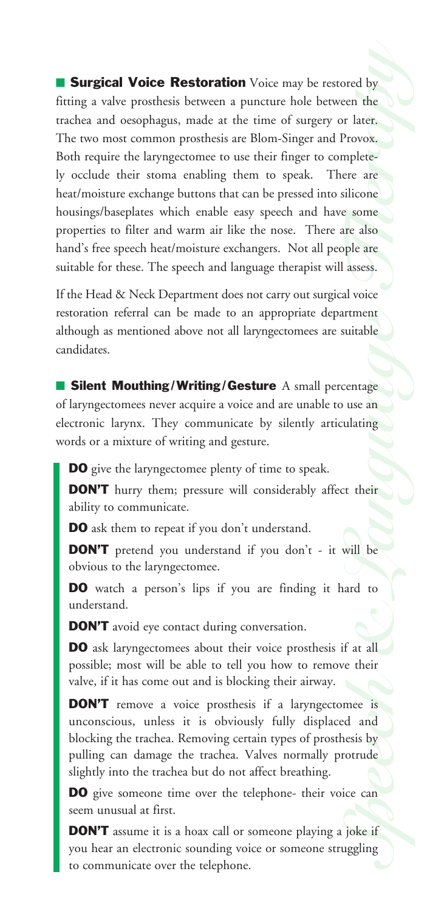**Surgical Voice Restoration** Voice may be restored by fitting a valve prosthesis between a puncture hole between the trachea and oesophagus, made at the time of surgery or later. The two most common prosthesis are Blom-Singer and Provox. Both require the laryngectomee to use their finger to completely occlude their stoma enabling them to speak. There are heat/moisture exchange buttons that can be pressed into silicone housings/baseplates which enable easy speech and have some properties to filter and warm air like the nose. There are also hand's free speech heat/moisture exchangers. Not all people are suitable for these. The speech and language therapist will assess.

If the Head & Neck Department does not carry out surgical voice restoration referral can be made to an appropriate department although as mentioned above not all laryngectomees are suitable candidates.

**Silent Mouthing/Writing/Gesture** A small percentage of laryngectomees never acquire a voice and are unable to use an electronic larynx. They communicate by silently articulating words or a mixture of writing and gesture.

**DO** give the laryngectomee plenty of time to speak.

**DON'T** hurry them; pressure will considerably affect their ability to communicate.

**DO** ask them to repeat if you don't understand.

**DON'T** pretend you understand if you don't - it will be obvious to the laryngectomee.

**DO** watch a person's lips if you are finding it hard to understand.

**DON'T** avoid eye contact during conversation.

**DO** ask laryngectomees about their voice prosthesis if at all possible; most will be able to tell you how to remove their valve, if it has come out and is blocking their airway.

**DON'T** remove a voice prosthesis if a laryngectomee is unconscious, unless it is obviously fully displaced and blocking the trachea. Removing certain types of prosthesis by pulling can damage the trachea. Valves normally protrude slightly into the trachea but do not affect breathing.

**DO** give someone time over the telephone- their voice can seem unusual at first.

**DON'T** assume it is a hoax call or someone playing a joke if you hear an electronic sounding voice or someone struggling to communicate over the telephone.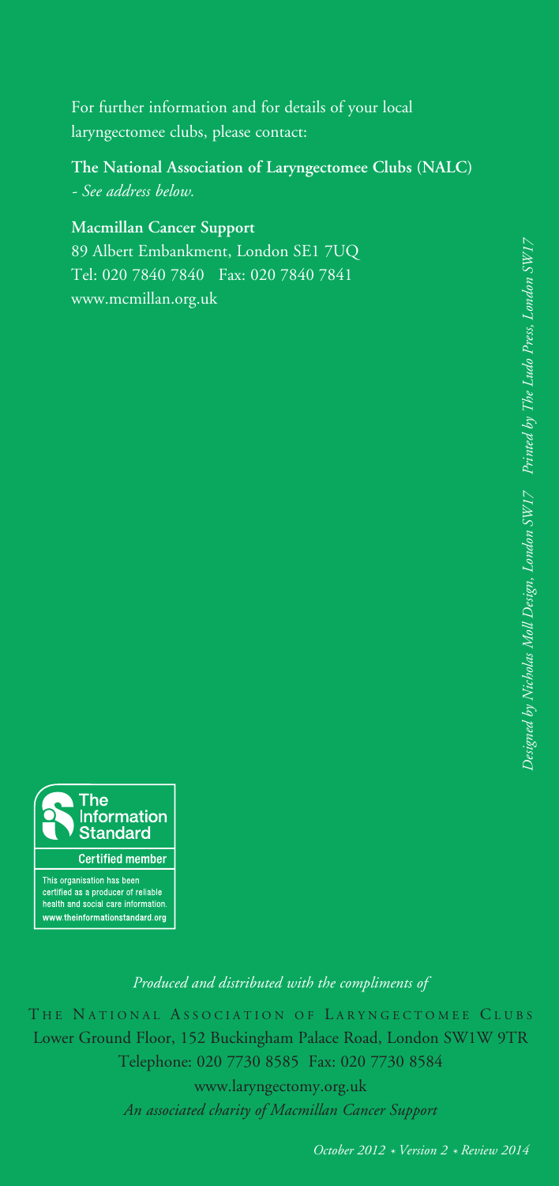For further information and for details of your local laryngectomee clubs, please contact:

**The National Association of Laryngectomee Clubs (NALC)**
*- See address below.*

**Macmillan Cancer Support**
89 Albert Embankment, London SE1 7UQ
Tel: 020 7840 7840   Fax: 020 7840 7841
www.mcmillan.org.uk

*Designed by Nicholas Moll Design, London SW17   Printed by The Ludo Press, London SW17*

The Information Standard
Certified member
This organisation has been certified as a producer of reliable health and social care information.
www.theinformationstandard.org

*Produced and distributed with the compliments of*

THE NATIONAL ASSOCIATION OF LARYNGECTOMEE CLUBS
Lower Ground Floor, 152 Buckingham Palace Road, London SW1W 9TR
Telephone: 020 7730 8585  Fax: 020 7730 8584
www.laryngectomy.org.uk
*An associated charity of Macmillan Cancer Support*

*October 2012 * Version 2 * Review 2014*